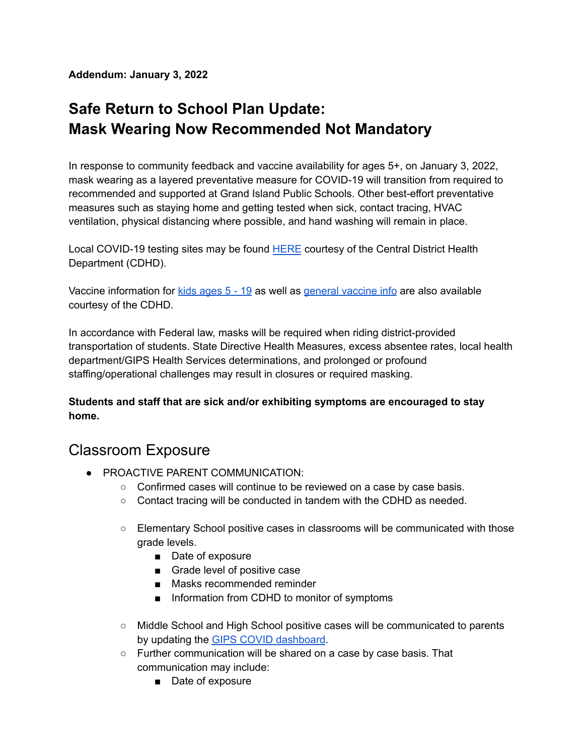**Addendum: January 3, 2022**

# Safe Return to School Plan Update: Mask Wearing Now Recommended Not Mandatory

In response to community feedback and vaccine availability for ages 5+, on January 3, 2022, mask wearing as a layered preventative measure for COVID-19 will transition from required to recommended and supported at Grand Island Public Schools. Other best-effort preventative measures such as staying home and getting tested when sick, contact tracing, HVAC ventilation, physical distancing where possible, and hand washing will remain in place.

Local COVID-19 testing sites may be found HERE courtesy of the Central District Health Department (CDHD).

Vaccine information for kids ages 5 - 19 as well as general vaccine info are also available courtesy of the CDHD.

In accordance with Federal law, masks will be required when riding district-provided transportation of students. State Directive Health Measures, excess absentee rates, local health department/GIPS Health Services determinations, and prolonged or profound staffing/operational challenges may result in closures or required masking.

**Students and staff that are sick and/or exhibiting symptoms are encouraged to stay home.**

## Classroom Exposure

- PROACTIVE PARENT COMMUNICATION:
  - Confirmed cases will continue to be reviewed on a case by case basis.
  - Contact tracing will be conducted in tandem with the CDHD as needed.
  - Elementary School positive cases in classrooms will be communicated with those grade levels.
    - Date of exposure
    - Grade level of positive case
    - Masks recommended reminder
    - Information from CDHD to monitor of symptoms
  - Middle School and High School positive cases will be communicated to parents by updating the GIPS COVID dashboard.
  - Further communication will be shared on a case by case basis. That communication may include:
    - Date of exposure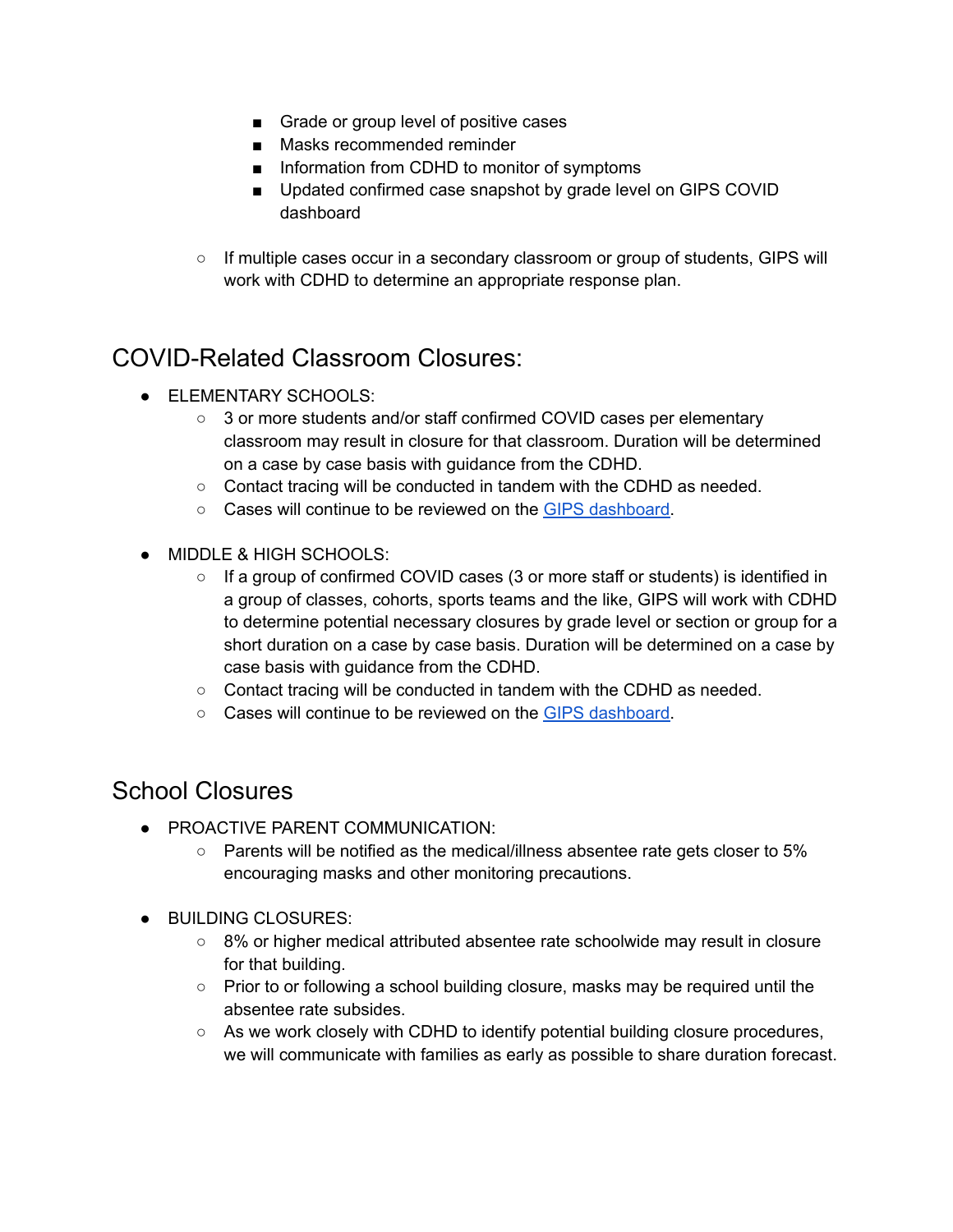- Grade or group level of positive cases
        - Masks recommended reminder
        - Information from CDHD to monitor of symptoms
        - Updated confirmed case snapshot by grade level on GIPS COVID dashboard

    - If multiple cases occur in a secondary classroom or group of students, GIPS will work with CDHD to determine an appropriate response plan.

## COVID-Related Classroom Closures:

- ELEMENTARY SCHOOLS:
    - 3 or more students and/or staff confirmed COVID cases per elementary classroom may result in closure for that classroom. Duration will be determined on a case by case basis with guidance from the CDHD.
    - Contact tracing will be conducted in tandem with the CDHD as needed.
    - Cases will continue to be reviewed on the GIPS dashboard.

- MIDDLE & HIGH SCHOOLS:
    - If a group of confirmed COVID cases (3 or more staff or students) is identified in a group of classes, cohorts, sports teams and the like, GIPS will work with CDHD to determine potential necessary closures by grade level or section or group for a short duration on a case by case basis. Duration will be determined on a case by case basis with guidance from the CDHD.
    - Contact tracing will be conducted in tandem with the CDHD as needed.
    - Cases will continue to be reviewed on the GIPS dashboard.

## School Closures

- PROACTIVE PARENT COMMUNICATION:
    - Parents will be notified as the medical/illness absentee rate gets closer to 5% encouraging masks and other monitoring precautions.

- BUILDING CLOSURES:
    - 8% or higher medical attributed absentee rate schoolwide may result in closure for that building.
    - Prior to or following a school building closure, masks may be required until the absentee rate subsides.
    - As we work closely with CDHD to identify potential building closure procedures, we will communicate with families as early as possible to share duration forecast.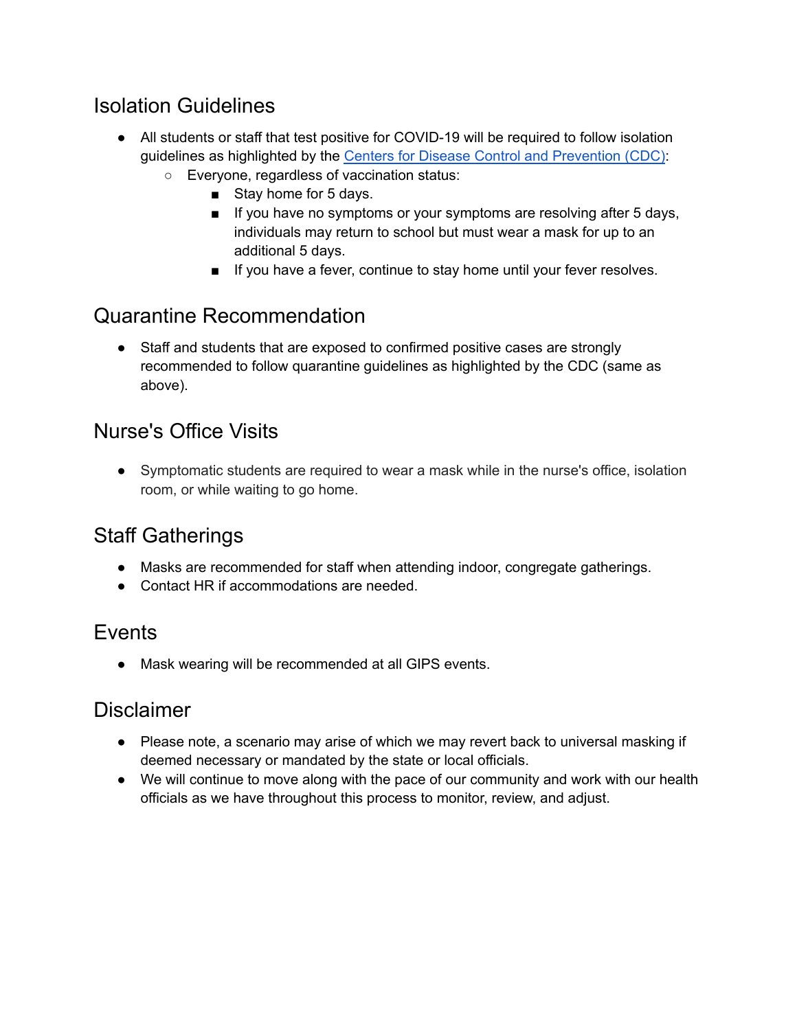## Isolation Guidelines

- All students or staff that test positive for COVID-19 will be required to follow isolation guidelines as highlighted by the Centers for Disease Control and Prevention (CDC):
  - Everyone, regardless of vaccination status:
    - Stay home for 5 days.
    - If you have no symptoms or your symptoms are resolving after 5 days, individuals may return to school but must wear a mask for up to an additional 5 days.
    - If you have a fever, continue to stay home until your fever resolves.

## Quarantine Recommendation

- Staff and students that are exposed to confirmed positive cases are strongly recommended to follow quarantine guidelines as highlighted by the CDC (same as above).

## Nurse's Office Visits

- Symptomatic students are required to wear a mask while in the nurse's office, isolation room, or while waiting to go home.

## Staff Gatherings

- Masks are recommended for staff when attending indoor, congregate gatherings.
- Contact HR if accommodations are needed.

## Events

- Mask wearing will be recommended at all GIPS events.

## Disclaimer

- Please note, a scenario may arise of which we may revert back to universal masking if deemed necessary or mandated by the state or local officials.
- We will continue to move along with the pace of our community and work with our health officials as we have throughout this process to monitor, review, and adjust.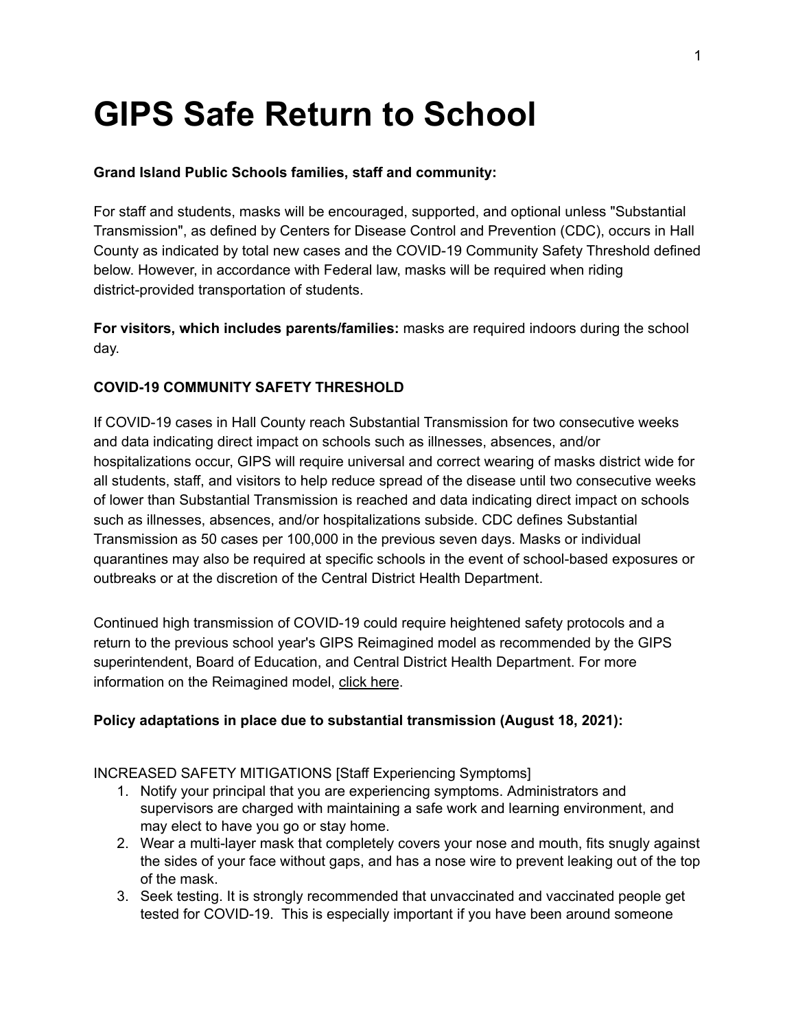# GIPS Safe Return to School

**Grand Island Public Schools families, staff and community:**

For staff and students, masks will be encouraged, supported, and optional unless "Substantial Transmission", as defined by Centers for Disease Control and Prevention (CDC), occurs in Hall County as indicated by total new cases and the COVID-19 Community Safety Threshold defined below. However, in accordance with Federal law, masks will be required when riding district-provided transportation of students.

**For visitors, which includes parents/families:** masks are required indoors during the school day.

**COVID-19 COMMUNITY SAFETY THRESHOLD**

If COVID-19 cases in Hall County reach Substantial Transmission for two consecutive weeks and data indicating direct impact on schools such as illnesses, absences, and/or hospitalizations occur, GIPS will require universal and correct wearing of masks district wide for all students, staff, and visitors to help reduce spread of the disease until two consecutive weeks of lower than Substantial Transmission is reached and data indicating direct impact on schools such as illnesses, absences, and/or hospitalizations subside. CDC defines Substantial Transmission as 50 cases per 100,000 in the previous seven days. Masks or individual quarantines may also be required at specific schools in the event of school-based exposures or outbreaks or at the discretion of the Central District Health Department.

Continued high transmission of COVID-19 could require heightened safety protocols and a return to the previous school year's GIPS Reimagined model as recommended by the GIPS superintendent, Board of Education, and Central District Health Department. For more information on the Reimagined model, click here.

**Policy adaptations in place due to substantial transmission (August 18, 2021):**

INCREASED SAFETY MITIGATIONS [Staff Experiencing Symptoms]

1. Notify your principal that you are experiencing symptoms. Administrators and supervisors are charged with maintaining a safe work and learning environment, and may elect to have you go or stay home.
2. Wear a multi-layer mask that completely covers your nose and mouth, fits snugly against the sides of your face without gaps, and has a nose wire to prevent leaking out of the top of the mask.
3. Seek testing. It is strongly recommended that unvaccinated and vaccinated people get tested for COVID-19. This is especially important if you have been around someone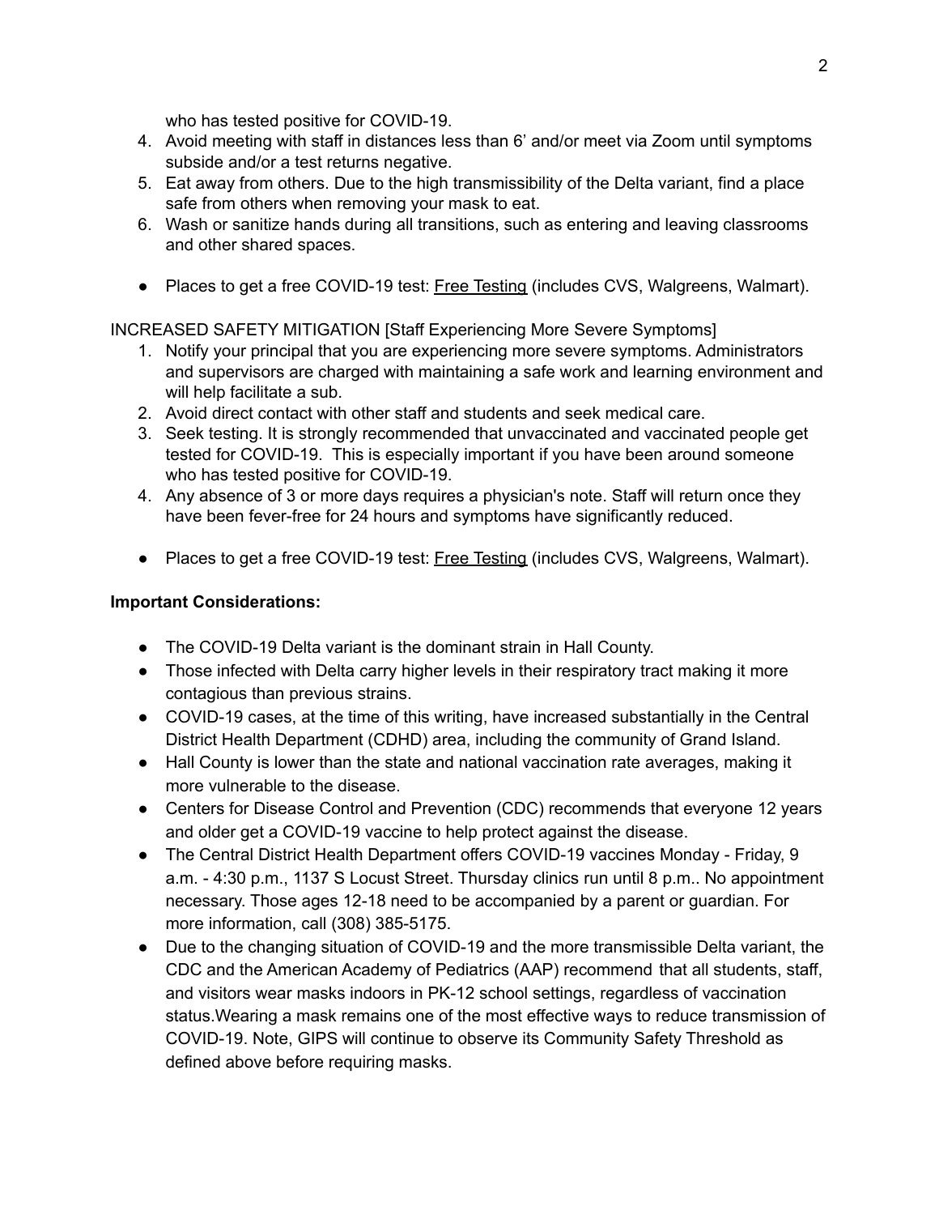who has tested positive for COVID-19.

4. Avoid meeting with staff in distances less than 6' and/or meet via Zoom until symptoms subside and/or a test returns negative.
5. Eat away from others. Due to the high transmissibility of the Delta variant, find a place safe from others when removing your mask to eat.
6. Wash or sanitize hands during all transitions, such as entering and leaving classrooms and other shared spaces.

- Places to get a free COVID-19 test: Free Testing (includes CVS, Walgreens, Walmart).

INCREASED SAFETY MITIGATION [Staff Experiencing More Severe Symptoms]

1. Notify your principal that you are experiencing more severe symptoms. Administrators and supervisors are charged with maintaining a safe work and learning environment and will help facilitate a sub.
2. Avoid direct contact with other staff and students and seek medical care.
3. Seek testing. It is strongly recommended that unvaccinated and vaccinated people get tested for COVID-19. This is especially important if you have been around someone who has tested positive for COVID-19.
4. Any absence of 3 or more days requires a physician's note. Staff will return once they have been fever-free for 24 hours and symptoms have significantly reduced.

- Places to get a free COVID-19 test: Free Testing (includes CVS, Walgreens, Walmart).

**Important Considerations:**

- The COVID-19 Delta variant is the dominant strain in Hall County.
- Those infected with Delta carry higher levels in their respiratory tract making it more contagious than previous strains.
- COVID-19 cases, at the time of this writing, have increased substantially in the Central District Health Department (CDHD) area, including the community of Grand Island.
- Hall County is lower than the state and national vaccination rate averages, making it more vulnerable to the disease.
- Centers for Disease Control and Prevention (CDC) recommends that everyone 12 years and older get a COVID-19 vaccine to help protect against the disease.
- The Central District Health Department offers COVID-19 vaccines Monday - Friday, 9 a.m. - 4:30 p.m., 1137 S Locust Street. Thursday clinics run until 8 p.m.. No appointment necessary. Those ages 12-18 need to be accompanied by a parent or guardian. For more information, call (308) 385-5175.
- Due to the changing situation of COVID-19 and the more transmissible Delta variant, the CDC and the American Academy of Pediatrics (AAP) recommend that all students, staff, and visitors wear masks indoors in PK-12 school settings, regardless of vaccination status.Wearing a mask remains one of the most effective ways to reduce transmission of COVID-19. Note, GIPS will continue to observe its Community Safety Threshold as defined above before requiring masks.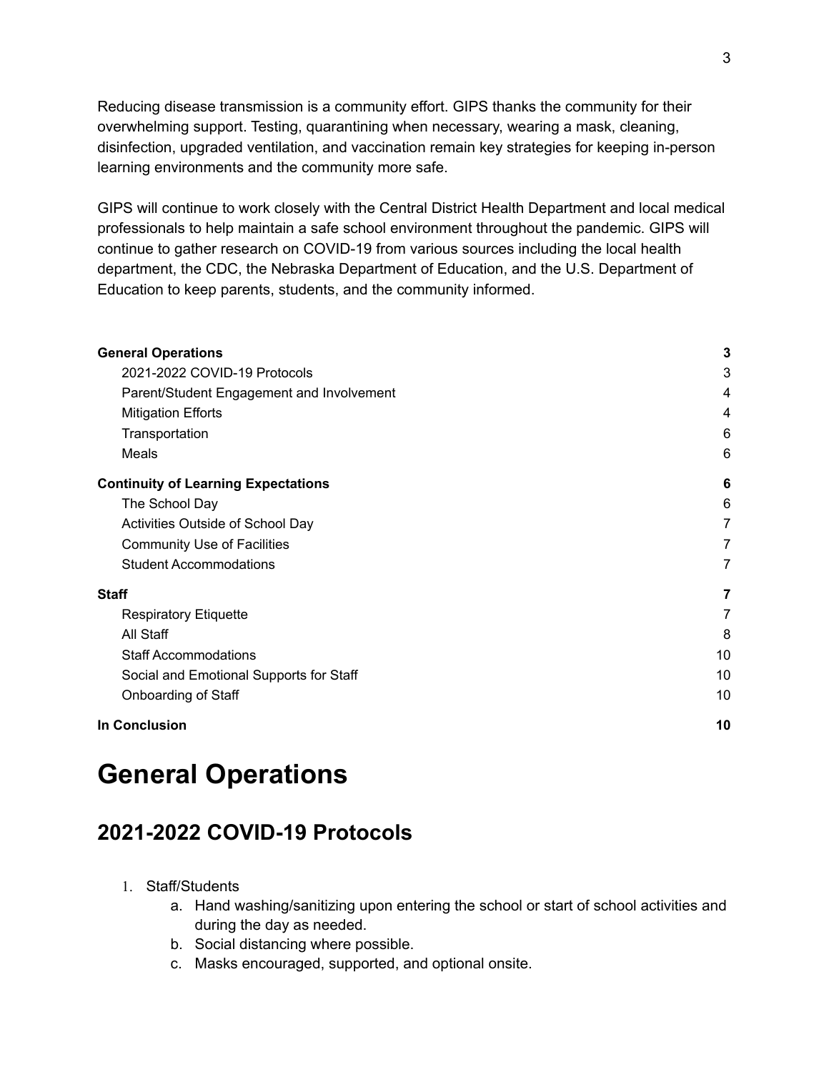Reducing disease transmission is a community effort. GIPS thanks the community for their overwhelming support. Testing, quarantining when necessary, wearing a mask, cleaning, disinfection, upgraded ventilation, and vaccination remain key strategies for keeping in-person learning environments and the community more safe.

GIPS will continue to work closely with the Central District Health Department and local medical professionals to help maintain a safe school environment throughout the pandemic. GIPS will continue to gather research on COVID-19 from various sources including the local health department, the CDC, the Nebraska Department of Education, and the U.S. Department of Education to keep parents, students, and the community informed.

| | |
|---|---|
| **General Operations** | **3** |
| 2021-2022 COVID-19 Protocols | 3 |
| Parent/Student Engagement and Involvement | 4 |
| Mitigation Efforts | 4 |
| Transportation | 6 |
| Meals | 6 |
| **Continuity of Learning Expectations** | **6** |
| The School Day | 6 |
| Activities Outside of School Day | 7 |
| Community Use of Facilities | 7 |
| Student Accommodations | 7 |
| **Staff** | **7** |
| Respiratory Etiquette | 7 |
| All Staff | 8 |
| Staff Accommodations | 10 |
| Social and Emotional Supports for Staff | 10 |
| Onboarding of Staff | 10 |
| **In Conclusion** | **10** |

# General Operations

## 2021-2022 COVID-19 Protocols

1. Staff/Students
   a. Hand washing/sanitizing upon entering the school or start of school activities and during the day as needed.
   b. Social distancing where possible.
   c. Masks encouraged, supported, and optional onsite.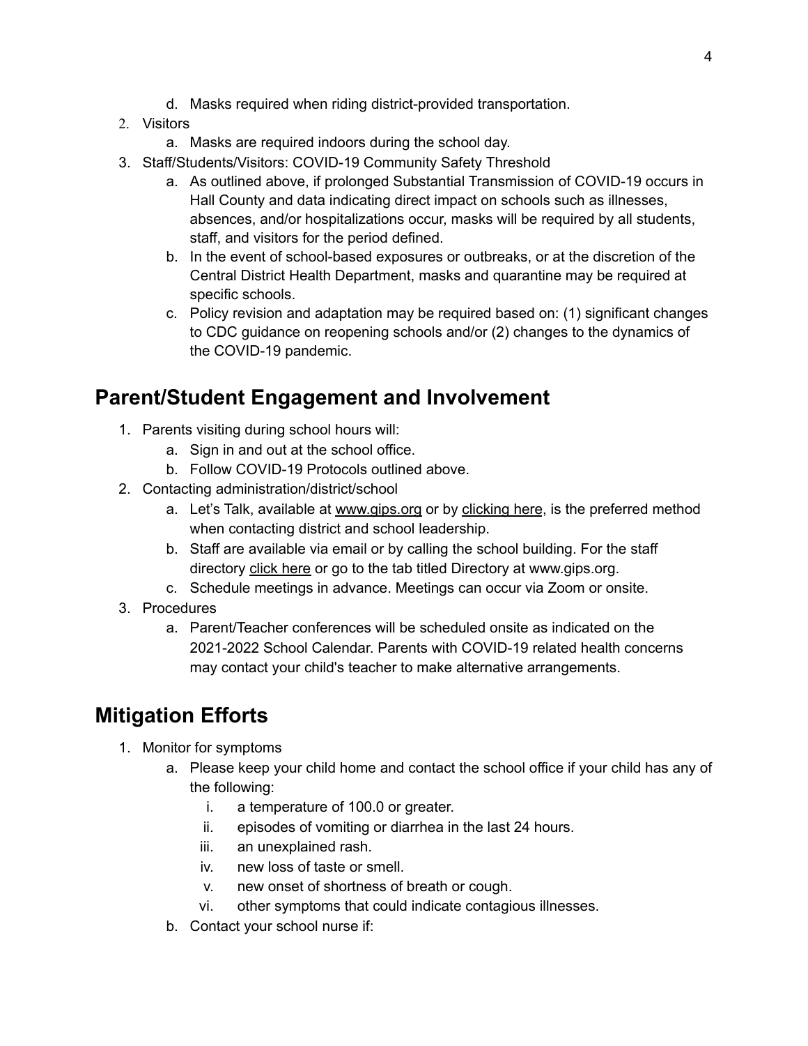d. Masks required when riding district-provided transportation.
2. Visitors
   a. Masks are required indoors during the school day.
3. Staff/Students/Visitors: COVID-19 Community Safety Threshold
   a. As outlined above, if prolonged Substantial Transmission of COVID-19 occurs in Hall County and data indicating direct impact on schools such as illnesses, absences, and/or hospitalizations occur, masks will be required by all students, staff, and visitors for the period defined.
   b. In the event of school-based exposures or outbreaks, or at the discretion of the Central District Health Department, masks and quarantine may be required at specific schools.
   c. Policy revision and adaptation may be required based on: (1) significant changes to CDC guidance on reopening schools and/or (2) changes to the dynamics of the COVID-19 pandemic.

## Parent/Student Engagement and Involvement

1. Parents visiting during school hours will:
   a. Sign in and out at the school office.
   b. Follow COVID-19 Protocols outlined above.
2. Contacting administration/district/school
   a. Let's Talk, available at www.gips.org or by clicking here, is the preferred method when contacting district and school leadership.
   b. Staff are available via email or by calling the school building. For the staff directory click here or go to the tab titled Directory at www.gips.org.
   c. Schedule meetings in advance. Meetings can occur via Zoom or onsite.
3. Procedures
   a. Parent/Teacher conferences will be scheduled onsite as indicated on the 2021-2022 School Calendar. Parents with COVID-19 related health concerns may contact your child's teacher to make alternative arrangements.

## Mitigation Efforts

1. Monitor for symptoms
   a. Please keep your child home and contact the school office if your child has any of the following:
      i. a temperature of 100.0 or greater.
      ii. episodes of vomiting or diarrhea in the last 24 hours.
      iii. an unexplained rash.
      iv. new loss of taste or smell.
      v. new onset of shortness of breath or cough.
      vi. other symptoms that could indicate contagious illnesses.
   b. Contact your school nurse if: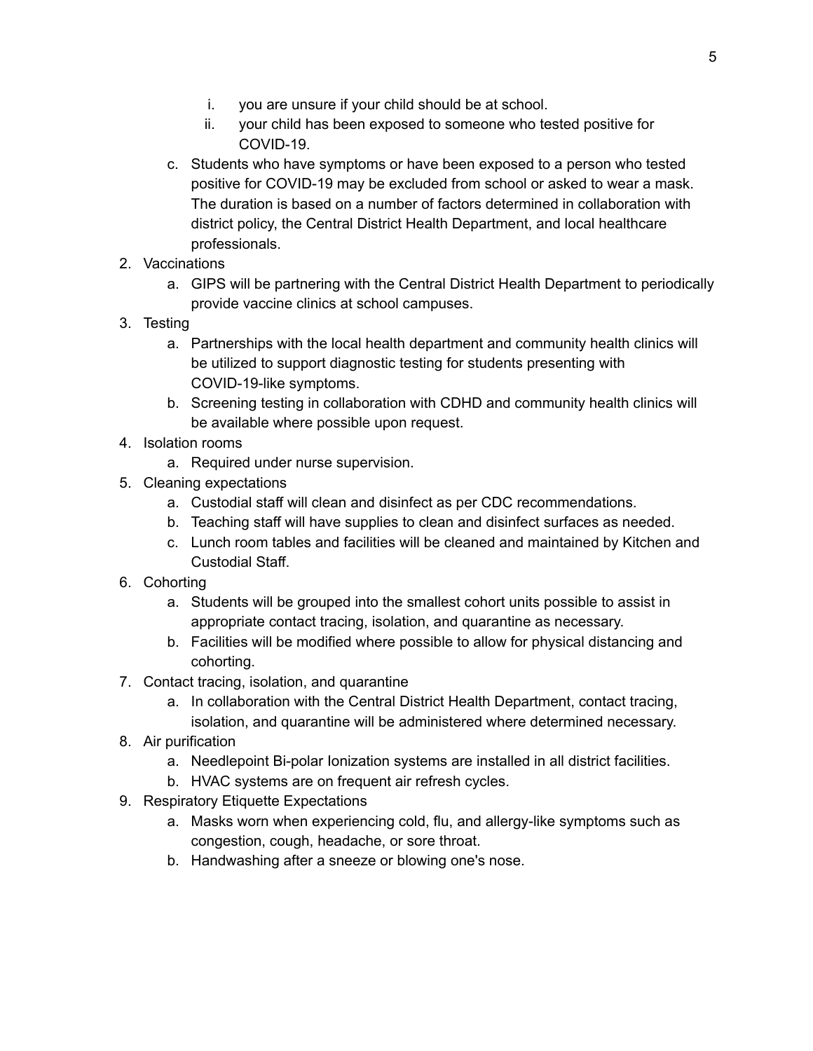i. you are unsure if your child should be at school.
   ii. your child has been exposed to someone who tested positive for COVID-19.

   c. Students who have symptoms or have been exposed to a person who tested positive for COVID-19 may be excluded from school or asked to wear a mask. The duration is based on a number of factors determined in collaboration with district policy, the Central District Health Department, and local healthcare professionals.

2. Vaccinations
   a. GIPS will be partnering with the Central District Health Department to periodically provide vaccine clinics at school campuses.
3. Testing
   a. Partnerships with the local health department and community health clinics will be utilized to support diagnostic testing for students presenting with COVID-19-like symptoms.
   b. Screening testing in collaboration with CDHD and community health clinics will be available where possible upon request.
4. Isolation rooms
   a. Required under nurse supervision.
5. Cleaning expectations
   a. Custodial staff will clean and disinfect as per CDC recommendations.
   b. Teaching staff will have supplies to clean and disinfect surfaces as needed.
   c. Lunch room tables and facilities will be cleaned and maintained by Kitchen and Custodial Staff.
6. Cohorting
   a. Students will be grouped into the smallest cohort units possible to assist in appropriate contact tracing, isolation, and quarantine as necessary.
   b. Facilities will be modified where possible to allow for physical distancing and cohorting.
7. Contact tracing, isolation, and quarantine
   a. In collaboration with the Central District Health Department, contact tracing, isolation, and quarantine will be administered where determined necessary.
8. Air purification
   a. Needlepoint Bi-polar Ionization systems are installed in all district facilities.
   b. HVAC systems are on frequent air refresh cycles.
9. Respiratory Etiquette Expectations
   a. Masks worn when experiencing cold, flu, and allergy-like symptoms such as congestion, cough, headache, or sore throat.
   b. Handwashing after a sneeze or blowing one's nose.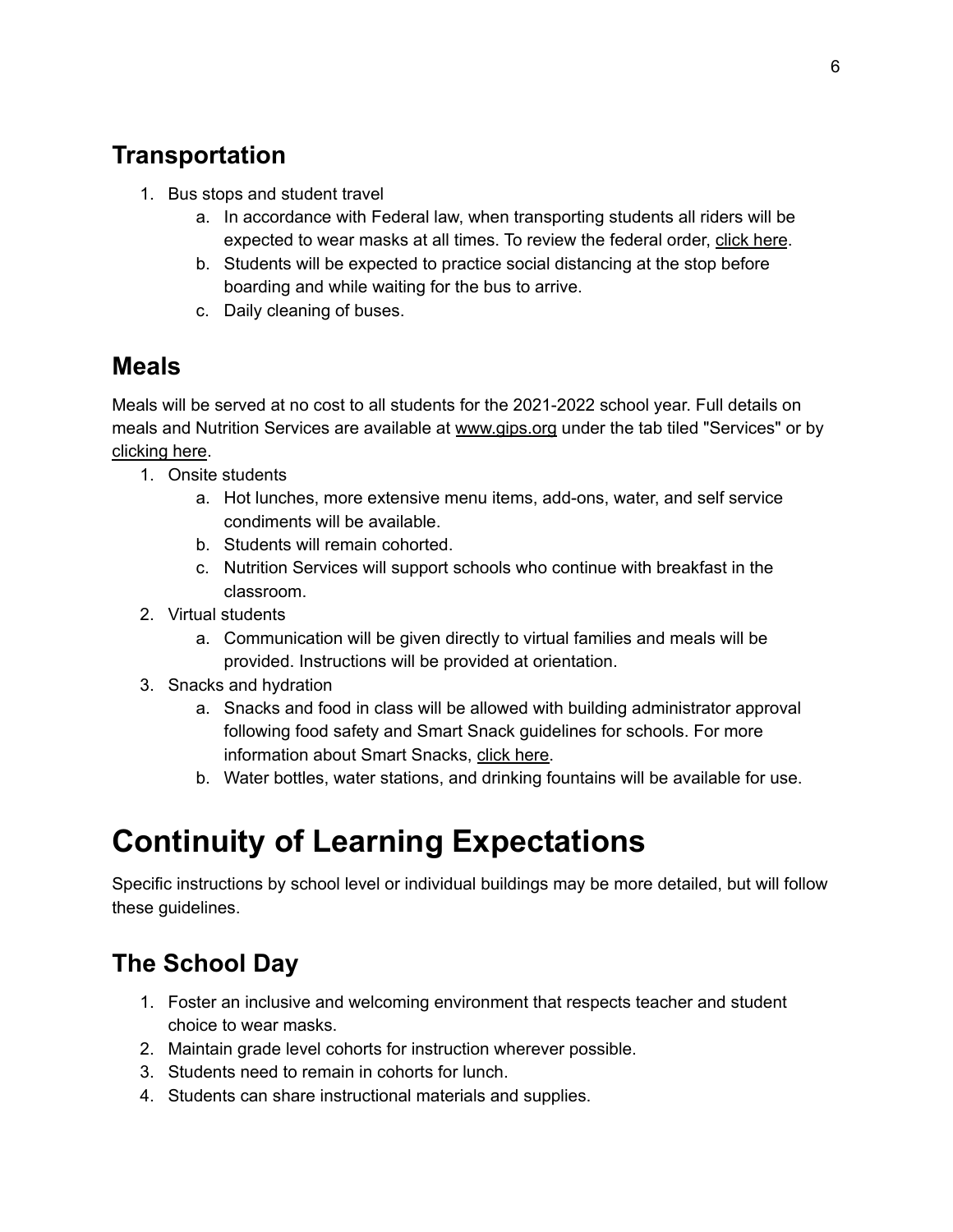## Transportation

1. Bus stops and student travel
    a. In accordance with Federal law, when transporting students all riders will be expected to wear masks at all times. To review the federal order, click here.
    b. Students will be expected to practice social distancing at the stop before boarding and while waiting for the bus to arrive.
    c. Daily cleaning of buses.

## Meals

Meals will be served at no cost to all students for the 2021-2022 school year. Full details on meals and Nutrition Services are available at www.gips.org under the tab tiled "Services" or by clicking here.

1. Onsite students
    a. Hot lunches, more extensive menu items, add-ons, water, and self service condiments will be available.
    b. Students will remain cohorted.
    c. Nutrition Services will support schools who continue with breakfast in the classroom.
2. Virtual students
    a. Communication will be given directly to virtual families and meals will be provided. Instructions will be provided at orientation.
3. Snacks and hydration
    a. Snacks and food in class will be allowed with building administrator approval following food safety and Smart Snack guidelines for schools. For more information about Smart Snacks, click here.
    b. Water bottles, water stations, and drinking fountains will be available for use.

# Continuity of Learning Expectations

Specific instructions by school level or individual buildings may be more detailed, but will follow these guidelines.

## The School Day

1. Foster an inclusive and welcoming environment that respects teacher and student choice to wear masks.
2. Maintain grade level cohorts for instruction wherever possible.
3. Students need to remain in cohorts for lunch.
4. Students can share instructional materials and supplies.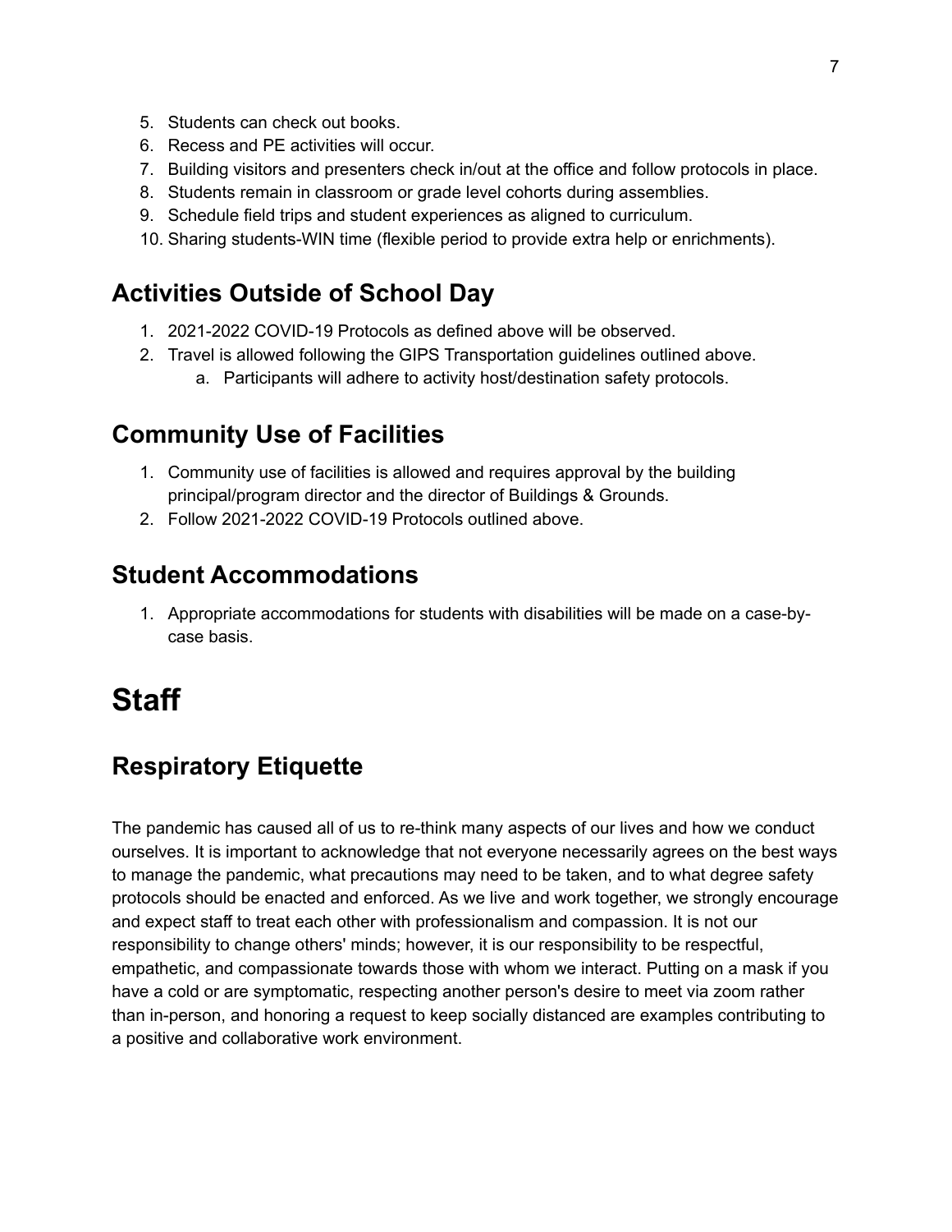5. Students can check out books.
6. Recess and PE activities will occur.
7. Building visitors and presenters check in/out at the office and follow protocols in place.
8. Students remain in classroom or grade level cohorts during assemblies.
9. Schedule field trips and student experiences as aligned to curriculum.
10. Sharing students-WIN time (flexible period to provide extra help or enrichments).

## Activities Outside of School Day

1. 2021-2022 COVID-19 Protocols as defined above will be observed.
2. Travel is allowed following the GIPS Transportation guidelines outlined above.
    a. Participants will adhere to activity host/destination safety protocols.

## Community Use of Facilities

1. Community use of facilities is allowed and requires approval by the building principal/program director and the director of Buildings & Grounds.
2. Follow 2021-2022 COVID-19 Protocols outlined above.

## Student Accommodations

1. Appropriate accommodations for students with disabilities will be made on a case-by-case basis.

# Staff

## Respiratory Etiquette

The pandemic has caused all of us to re-think many aspects of our lives and how we conduct ourselves. It is important to acknowledge that not everyone necessarily agrees on the best ways to manage the pandemic, what precautions may need to be taken, and to what degree safety protocols should be enacted and enforced. As we live and work together, we strongly encourage and expect staff to treat each other with professionalism and compassion. It is not our responsibility to change others' minds; however, it is our responsibility to be respectful, empathetic, and compassionate towards those with whom we interact. Putting on a mask if you have a cold or are symptomatic, respecting another person's desire to meet via zoom rather than in-person, and honoring a request to keep socially distanced are examples contributing to a positive and collaborative work environment.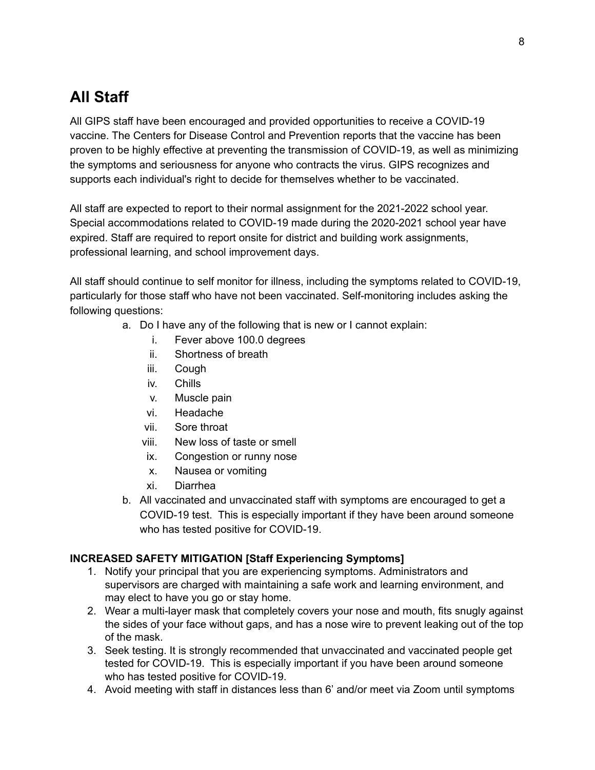## All Staff

All GIPS staff have been encouraged and provided opportunities to receive a COVID-19 vaccine. The Centers for Disease Control and Prevention reports that the vaccine has been proven to be highly effective at preventing the transmission of COVID-19, as well as minimizing the symptoms and seriousness for anyone who contracts the virus. GIPS recognizes and supports each individual's right to decide for themselves whether to be vaccinated.

All staff are expected to report to their normal assignment for the 2021-2022 school year. Special accommodations related to COVID-19 made during the 2020-2021 school year have expired. Staff are required to report onsite for district and building work assignments, professional learning, and school improvement days.

All staff should continue to self monitor for illness, including the symptoms related to COVID-19, particularly for those staff who have not been vaccinated. Self-monitoring includes asking the following questions:

a. Do I have any of the following that is new or I cannot explain:
    i. Fever above 100.0 degrees
    ii. Shortness of breath
    iii. Cough
    iv. Chills
    v. Muscle pain
    vi. Headache
    vii. Sore throat
    viii. New loss of taste or smell
    ix. Congestion or runny nose
    x. Nausea or vomiting
    xi. Diarrhea
b. All vaccinated and unvaccinated staff with symptoms are encouraged to get a COVID-19 test. This is especially important if they have been around someone who has tested positive for COVID-19.

**INCREASED SAFETY MITIGATION [Staff Experiencing Symptoms]**

1. Notify your principal that you are experiencing symptoms. Administrators and supervisors are charged with maintaining a safe work and learning environment, and may elect to have you go or stay home.
2. Wear a multi-layer mask that completely covers your nose and mouth, fits snugly against the sides of your face without gaps, and has a nose wire to prevent leaking out of the top of the mask.
3. Seek testing. It is strongly recommended that unvaccinated and vaccinated people get tested for COVID-19. This is especially important if you have been around someone who has tested positive for COVID-19.
4. Avoid meeting with staff in distances less than 6' and/or meet via Zoom until symptoms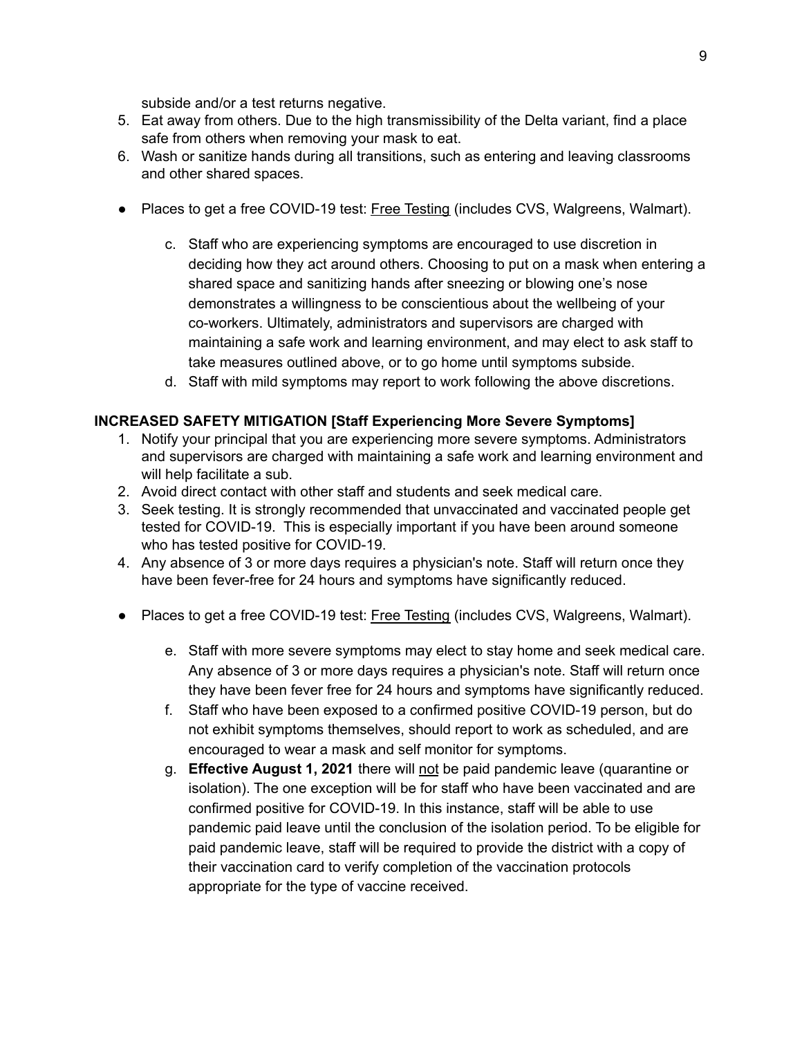subside and/or a test returns negative.

5. Eat away from others. Due to the high transmissibility of the Delta variant, find a place safe from others when removing your mask to eat.
6. Wash or sanitize hands during all transitions, such as entering and leaving classrooms and other shared spaces.

- Places to get a free COVID-19 test: Free Testing (includes CVS, Walgreens, Walmart).

    c. Staff who are experiencing symptoms are encouraged to use discretion in deciding how they act around others. Choosing to put on a mask when entering a shared space and sanitizing hands after sneezing or blowing one's nose demonstrates a willingness to be conscientious about the wellbeing of your co-workers. Ultimately, administrators and supervisors are charged with maintaining a safe work and learning environment, and may elect to ask staff to take measures outlined above, or to go home until symptoms subside.

    d. Staff with mild symptoms may report to work following the above discretions.

**INCREASED SAFETY MITIGATION [Staff Experiencing More Severe Symptoms]**

1. Notify your principal that you are experiencing more severe symptoms. Administrators and supervisors are charged with maintaining a safe work and learning environment and will help facilitate a sub.
2. Avoid direct contact with other staff and students and seek medical care.
3. Seek testing. It is strongly recommended that unvaccinated and vaccinated people get tested for COVID-19. This is especially important if you have been around someone who has tested positive for COVID-19.
4. Any absence of 3 or more days requires a physician's note. Staff will return once they have been fever-free for 24 hours and symptoms have significantly reduced.

- Places to get a free COVID-19 test: Free Testing (includes CVS, Walgreens, Walmart).

    e. Staff with more severe symptoms may elect to stay home and seek medical care. Any absence of 3 or more days requires a physician's note. Staff will return once they have been fever free for 24 hours and symptoms have significantly reduced.

    f. Staff who have been exposed to a confirmed positive COVID-19 person, but do not exhibit symptoms themselves, should report to work as scheduled, and are encouraged to wear a mask and self monitor for symptoms.

    g. **Effective August 1, 2021** there will not be paid pandemic leave (quarantine or isolation). The one exception will be for staff who have been vaccinated and are confirmed positive for COVID-19. In this instance, staff will be able to use pandemic paid leave until the conclusion of the isolation period. To be eligible for paid pandemic leave, staff will be required to provide the district with a copy of their vaccination card to verify completion of the vaccination protocols appropriate for the type of vaccine received.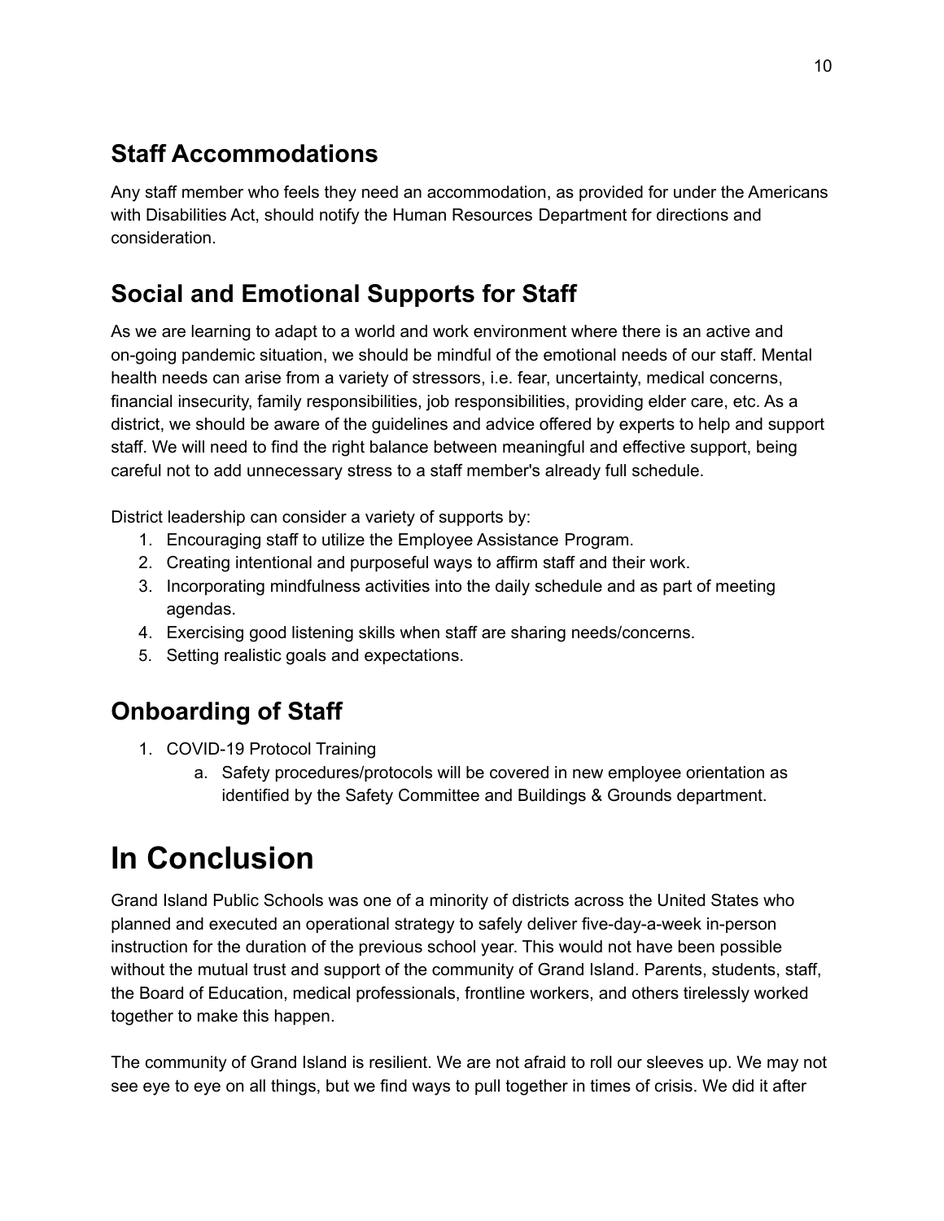## Staff Accommodations

Any staff member who feels they need an accommodation, as provided for under the Americans with Disabilities Act, should notify the Human Resources Department for directions and consideration.

## Social and Emotional Supports for Staff

As we are learning to adapt to a world and work environment where there is an active and on-going pandemic situation, we should be mindful of the emotional needs of our staff. Mental health needs can arise from a variety of stressors, i.e. fear, uncertainty, medical concerns, financial insecurity, family responsibilities, job responsibilities, providing elder care, etc. As a district, we should be aware of the guidelines and advice offered by experts to help and support staff. We will need to find the right balance between meaningful and effective support, being careful not to add unnecessary stress to a staff member's already full schedule.

District leadership can consider a variety of supports by:

1. Encouraging staff to utilize the Employee Assistance Program.
2. Creating intentional and purposeful ways to affirm staff and their work.
3. Incorporating mindfulness activities into the daily schedule and as part of meeting agendas.
4. Exercising good listening skills when staff are sharing needs/concerns.
5. Setting realistic goals and expectations.

## Onboarding of Staff

1. COVID-19 Protocol Training
    a. Safety procedures/protocols will be covered in new employee orientation as identified by the Safety Committee and Buildings & Grounds department.

# In Conclusion

Grand Island Public Schools was one of a minority of districts across the United States who planned and executed an operational strategy to safely deliver five-day-a-week in-person instruction for the duration of the previous school year. This would not have been possible without the mutual trust and support of the community of Grand Island. Parents, students, staff, the Board of Education, medical professionals, frontline workers, and others tirelessly worked together to make this happen.

The community of Grand Island is resilient. We are not afraid to roll our sleeves up. We may not see eye to eye on all things, but we find ways to pull together in times of crisis. We did it after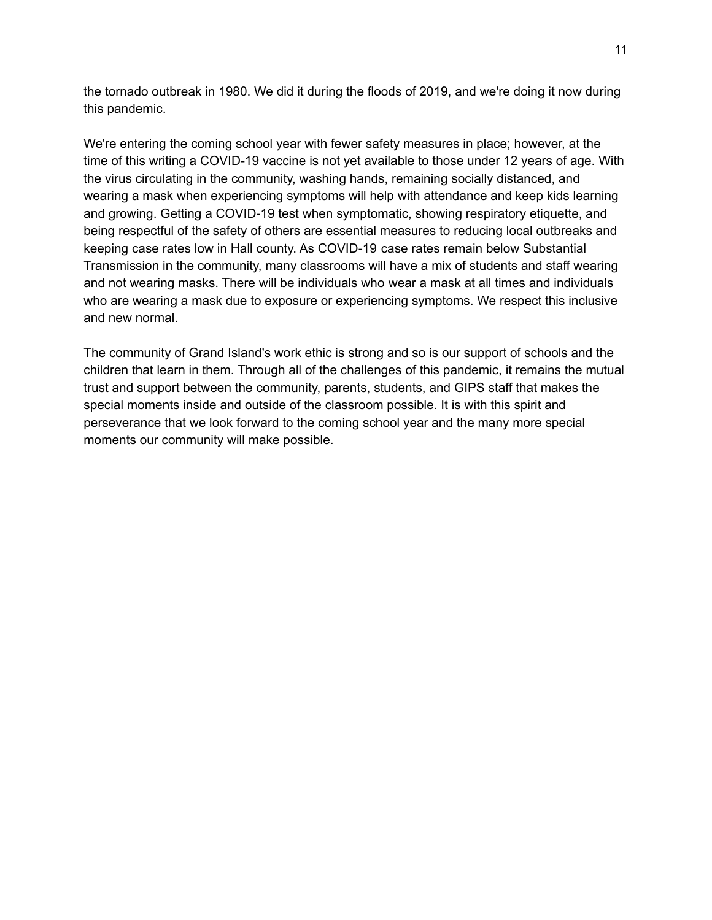the tornado outbreak in 1980. We did it during the floods of 2019, and we're doing it now during this pandemic.

We're entering the coming school year with fewer safety measures in place; however, at the time of this writing a COVID-19 vaccine is not yet available to those under 12 years of age. With the virus circulating in the community, washing hands, remaining socially distanced, and wearing a mask when experiencing symptoms will help with attendance and keep kids learning and growing. Getting a COVID-19 test when symptomatic, showing respiratory etiquette, and being respectful of the safety of others are essential measures to reducing local outbreaks and keeping case rates low in Hall county. As COVID-19 case rates remain below Substantial Transmission in the community, many classrooms will have a mix of students and staff wearing and not wearing masks. There will be individuals who wear a mask at all times and individuals who are wearing a mask due to exposure or experiencing symptoms. We respect this inclusive and new normal.

The community of Grand Island's work ethic is strong and so is our support of schools and the children that learn in them. Through all of the challenges of this pandemic, it remains the mutual trust and support between the community, parents, students, and GIPS staff that makes the special moments inside and outside of the classroom possible. It is with this spirit and perseverance that we look forward to the coming school year and the many more special moments our community will make possible.